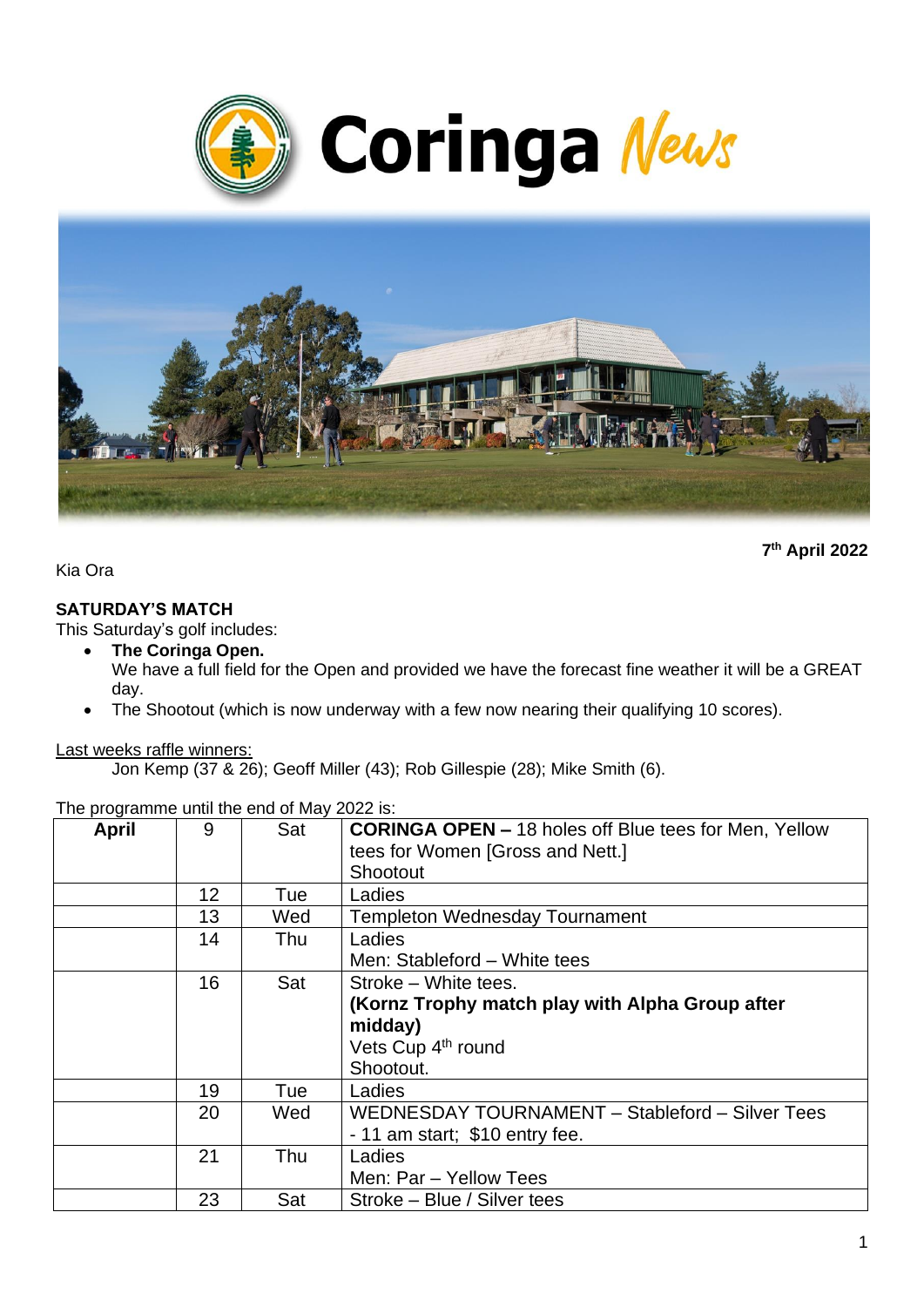# Coringa News

**7th April 2022**

Kia Ora

**SATURDAY'S MATCH**

This Saturday's golf includes:

- **The Coringa Open.**
  We have a full field for the Open and provided we have the forecast fine weather it will be a GREAT day.
- The Shootout (which is now underway with a few now nearing their qualifying 10 scores).

Last weeks raffle winners:

Jon Kemp (37 & 26); Geoff Miller (43); Rob Gillespie (28); Mike Smith (6).

The programme until the end of May 2022 is:

| | | | |
|---|---|---|---|
| **April** | 9 | Sat | **CORINGA OPEN –** 18 holes off Blue tees for Men, Yellow tees for Women [Gross and Nett.]<br>Shootout |
| | 12 | Tue | Ladies |
| | 13 | Wed | Templeton Wednesday Tournament |
| | 14 | Thu | Ladies<br>Men: Stableford – White tees |
| | 16 | Sat | Stroke – White tees.<br>**(Kornz Trophy match play with Alpha Group after midday)**<br>Vets Cup 4th round<br>Shootout. |
| | 19 | Tue | Ladies |
| | 20 | Wed | WEDNESDAY TOURNAMENT – Stableford – Silver Tees - 11 am start; $10 entry fee. |
| | 21 | Thu | Ladies<br>Men: Par – Yellow Tees |
| | 23 | Sat | Stroke – Blue / Silver tees |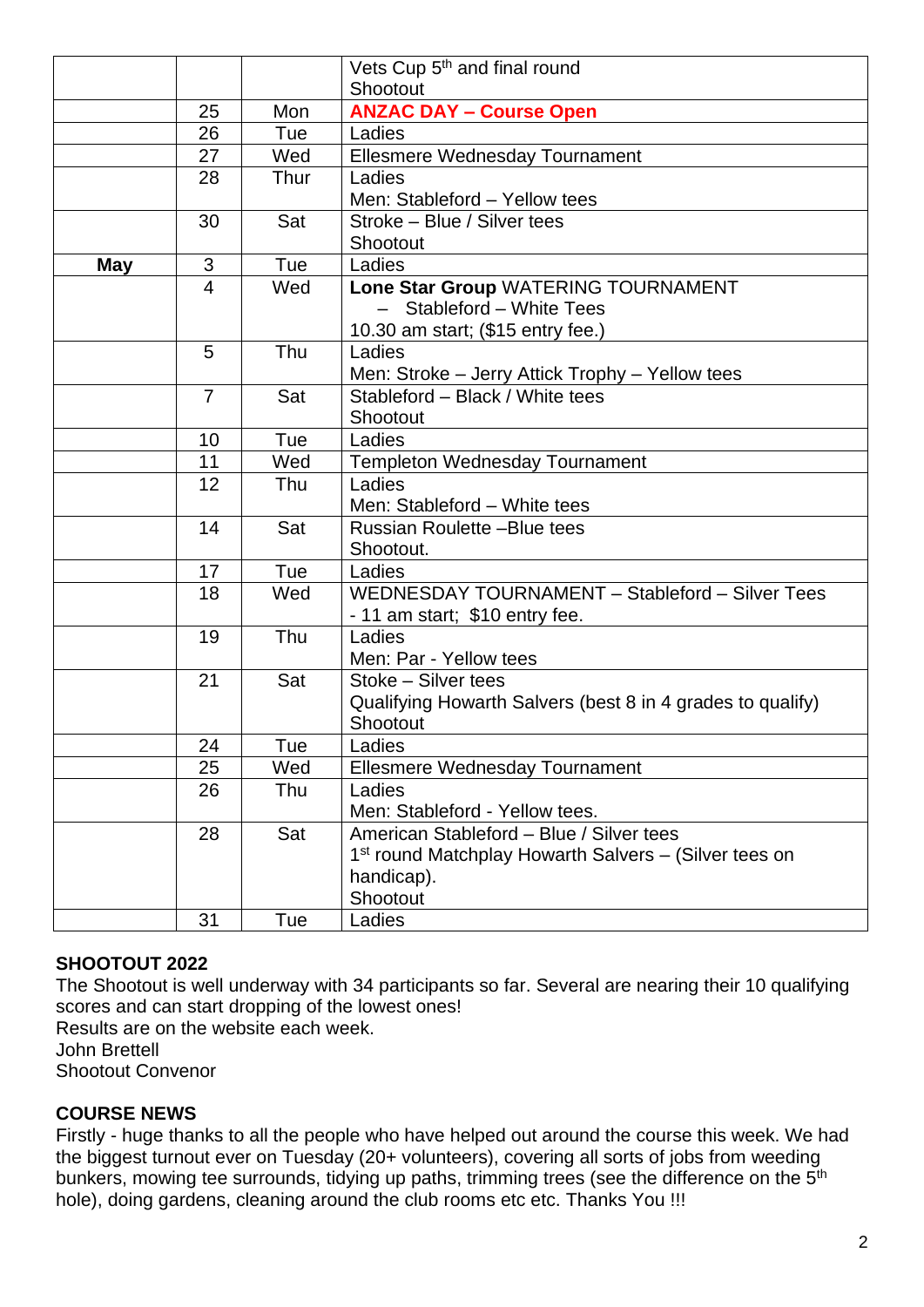| | | | |
|---|---|---|---|
| | | | Vets Cup 5th and final round<br>Shootout |
| | 25 | Mon | **ANZAC DAY – Course Open** |
| | 26 | Tue | Ladies |
| | 27 | Wed | Ellesmere Wednesday Tournament |
| | 28 | Thur | Ladies<br>Men: Stableford – Yellow tees |
| | 30 | Sat | Stroke – Blue / Silver tees<br>Shootout |
| **May** | 3 | Tue | Ladies |
| | 4 | Wed | **Lone Star Group** WATERING TOURNAMENT<br>– Stableford – White Tees<br>10.30 am start; ($15 entry fee.) |
| | 5 | Thu | Ladies<br>Men: Stroke – Jerry Attick Trophy – Yellow tees |
| | 7 | Sat | Stableford – Black / White tees<br>Shootout |
| | 10 | Tue | Ladies |
| | 11 | Wed | Templeton Wednesday Tournament |
| | 12 | Thu | Ladies<br>Men: Stableford – White tees |
| | 14 | Sat | Russian Roulette –Blue tees<br>Shootout. |
| | 17 | Tue | Ladies |
| | 18 | Wed | WEDNESDAY TOURNAMENT – Stableford – Silver Tees<br>- 11 am start; $10 entry fee. |
| | 19 | Thu | Ladies<br>Men: Par - Yellow tees |
| | 21 | Sat | Stoke – Silver tees<br>Qualifying Howarth Salvers (best 8 in 4 grades to qualify)<br>Shootout |
| | 24 | Tue | Ladies |
| | 25 | Wed | Ellesmere Wednesday Tournament |
| | 26 | Thu | Ladies<br>Men: Stableford - Yellow tees. |
| | 28 | Sat | American Stableford – Blue / Silver tees<br>1st round Matchplay Howarth Salvers – (Silver tees on handicap).<br>Shootout |
| | 31 | Tue | Ladies |

## SHOOTOUT 2022

The Shootout is well underway with 34 participants so far. Several are nearing their 10 qualifying scores and can start dropping of the lowest ones!
Results are on the website each week.
John Brettell
Shootout Convenor

## COURSE NEWS

Firstly - huge thanks to all the people who have helped out around the course this week. We had the biggest turnout ever on Tuesday (20+ volunteers), covering all sorts of jobs from weeding bunkers, mowing tee surrounds, tidying up paths, trimming trees (see the difference on the 5th hole), doing gardens, cleaning around the club rooms etc etc. Thanks You !!!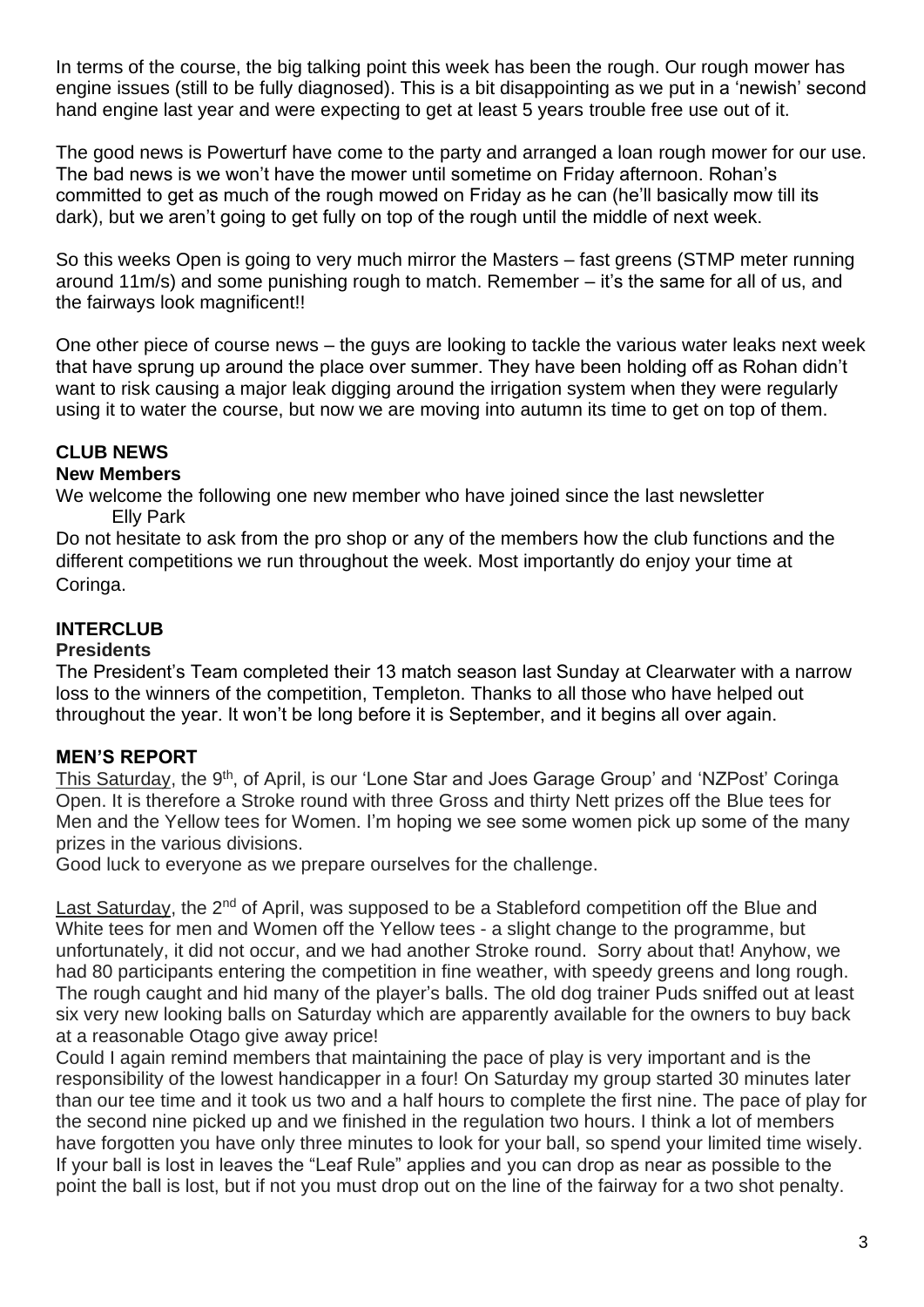In terms of the course, the big talking point this week has been the rough. Our rough mower has engine issues (still to be fully diagnosed). This is a bit disappointing as we put in a 'newish' second hand engine last year and were expecting to get at least 5 years trouble free use out of it.

The good news is Powerturf have come to the party and arranged a loan rough mower for our use. The bad news is we won't have the mower until sometime on Friday afternoon. Rohan's committed to get as much of the rough mowed on Friday as he can (he'll basically mow till its dark), but we aren't going to get fully on top of the rough until the middle of next week.

So this weeks Open is going to very much mirror the Masters – fast greens (STMP meter running around 11m/s) and some punishing rough to match. Remember – it's the same for all of us, and the fairways look magnificent!!

One other piece of course news – the guys are looking to tackle the various water leaks next week that have sprung up around the place over summer. They have been holding off as Rohan didn't want to risk causing a major leak digging around the irrigation system when they were regularly using it to water the course, but now we are moving into autumn its time to get on top of them.

## CLUB NEWS

### New Members

We welcome the following one new member who have joined since the last newsletter

Elly Park

Do not hesitate to ask from the pro shop or any of the members how the club functions and the different competitions we run throughout the week. Most importantly do enjoy your time at Coringa.

## INTERCLUB

### Presidents

The President's Team completed their 13 match season last Sunday at Clearwater with a narrow loss to the winners of the competition, Templeton. Thanks to all those who have helped out throughout the year. It won't be long before it is September, and it begins all over again.

## MEN'S REPORT

This Saturday, the 9th, of April, is our 'Lone Star and Joes Garage Group' and 'NZPost' Coringa Open. It is therefore a Stroke round with three Gross and thirty Nett prizes off the Blue tees for Men and the Yellow tees for Women. I'm hoping we see some women pick up some of the many prizes in the various divisions.

Good luck to everyone as we prepare ourselves for the challenge.

Last Saturday, the 2nd of April, was supposed to be a Stableford competition off the Blue and White tees for men and Women off the Yellow tees - a slight change to the programme, but unfortunately, it did not occur, and we had another Stroke round. Sorry about that! Anyhow, we had 80 participants entering the competition in fine weather, with speedy greens and long rough. The rough caught and hid many of the player's balls. The old dog trainer Puds sniffed out at least six very new looking balls on Saturday which are apparently available for the owners to buy back at a reasonable Otago give away price!

Could I again remind members that maintaining the pace of play is very important and is the responsibility of the lowest handicapper in a four! On Saturday my group started 30 minutes later than our tee time and it took us two and a half hours to complete the first nine. The pace of play for the second nine picked up and we finished in the regulation two hours. I think a lot of members have forgotten you have only three minutes to look for your ball, so spend your limited time wisely. If your ball is lost in leaves the "Leaf Rule" applies and you can drop as near as possible to the point the ball is lost, but if not you must drop out on the line of the fairway for a two shot penalty.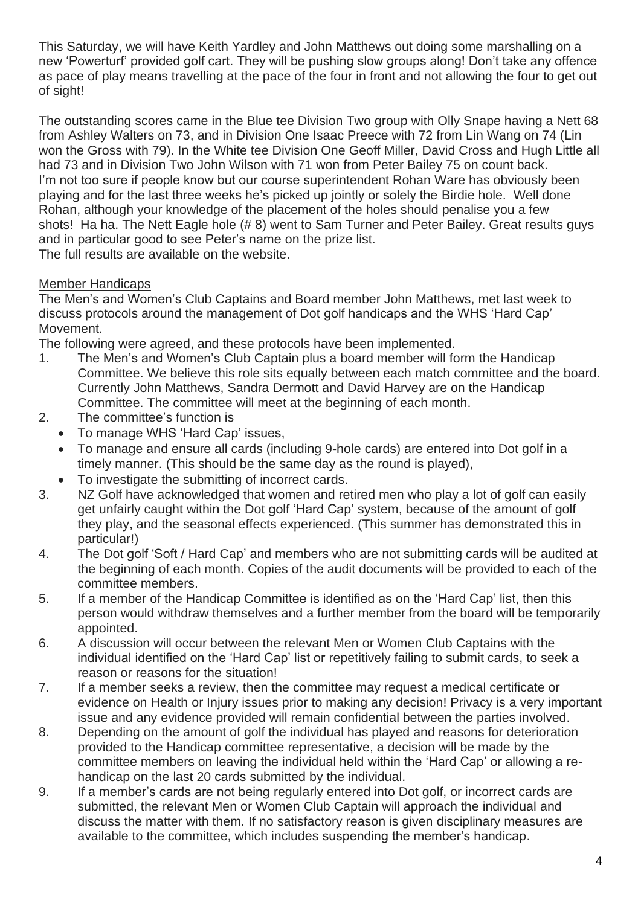This Saturday, we will have Keith Yardley and John Matthews out doing some marshalling on a new 'Powerturf' provided golf cart. They will be pushing slow groups along! Don't take any offence as pace of play means travelling at the pace of the four in front and not allowing the four to get out of sight!

The outstanding scores came in the Blue tee Division Two group with Olly Snape having a Nett 68 from Ashley Walters on 73, and in Division One Isaac Preece with 72 from Lin Wang on 74 (Lin won the Gross with 79). In the White tee Division One Geoff Miller, David Cross and Hugh Little all had 73 and in Division Two John Wilson with 71 won from Peter Bailey 75 on count back. I'm not too sure if people know but our course superintendent Rohan Ware has obviously been playing and for the last three weeks he's picked up jointly or solely the Birdie hole. Well done Rohan, although your knowledge of the placement of the holes should penalise you a few shots! Ha ha. The Nett Eagle hole (# 8) went to Sam Turner and Peter Bailey. Great results guys and in particular good to see Peter's name on the prize list.
The full results are available on the website.

<u>Member Handicaps</u>

The Men's and Women's Club Captains and Board member John Matthews, met last week to discuss protocols around the management of Dot golf handicaps and the WHS 'Hard Cap' Movement.

The following were agreed, and these protocols have been implemented.

1. The Men's and Women's Club Captain plus a board member will form the Handicap Committee. We believe this role sits equally between each match committee and the board. Currently John Matthews, Sandra Dermott and David Harvey are on the Handicap Committee. The committee will meet at the beginning of each month.
2. The committee's function is
   - To manage WHS 'Hard Cap' issues,
   - To manage and ensure all cards (including 9-hole cards) are entered into Dot golf in a timely manner. (This should be the same day as the round is played),
   - To investigate the submitting of incorrect cards.
3. NZ Golf have acknowledged that women and retired men who play a lot of golf can easily get unfairly caught within the Dot golf 'Hard Cap' system, because of the amount of golf they play, and the seasonal effects experienced. (This summer has demonstrated this in particular!)
4. The Dot golf 'Soft / Hard Cap' and members who are not submitting cards will be audited at the beginning of each month. Copies of the audit documents will be provided to each of the committee members.
5. If a member of the Handicap Committee is identified as on the 'Hard Cap' list, then this person would withdraw themselves and a further member from the board will be temporarily appointed.
6. A discussion will occur between the relevant Men or Women Club Captains with the individual identified on the 'Hard Cap' list or repetitively failing to submit cards, to seek a reason or reasons for the situation!
7. If a member seeks a review, then the committee may request a medical certificate or evidence on Health or Injury issues prior to making any decision! Privacy is a very important issue and any evidence provided will remain confidential between the parties involved.
8. Depending on the amount of golf the individual has played and reasons for deterioration provided to the Handicap committee representative, a decision will be made by the committee members on leaving the individual held within the 'Hard Cap' or allowing a re-handicap on the last 20 cards submitted by the individual.
9. If a member's cards are not being regularly entered into Dot golf, or incorrect cards are submitted, the relevant Men or Women Club Captain will approach the individual and discuss the matter with them. If no satisfactory reason is given disciplinary measures are available to the committee, which includes suspending the member's handicap.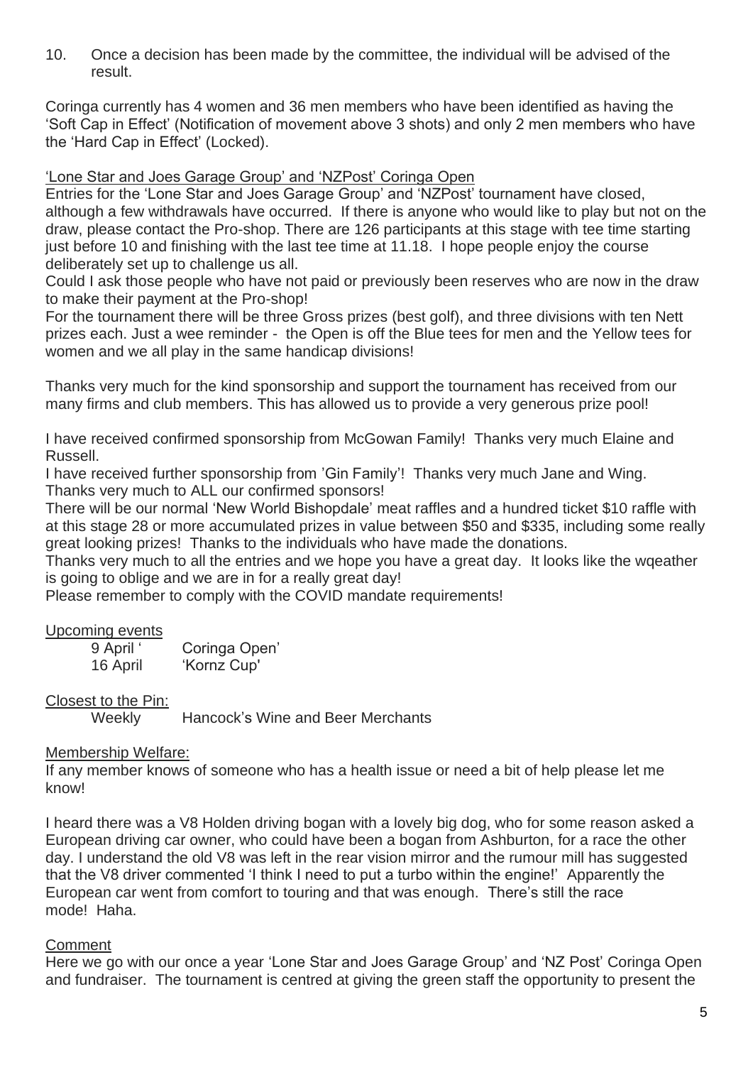10. Once a decision has been made by the committee, the individual will be advised of the result.

Coringa currently has 4 women and 36 men members who have been identified as having the 'Soft Cap in Effect' (Notification of movement above 3 shots) and only 2 men members who have the 'Hard Cap in Effect' (Locked).

<u>'Lone Star and Joes Garage Group' and 'NZPost' Coringa Open</u>

Entries for the 'Lone Star and Joes Garage Group' and 'NZPost' tournament have closed, although a few withdrawals have occurred. If there is anyone who would like to play but not on the draw, please contact the Pro-shop. There are 126 participants at this stage with tee time starting just before 10 and finishing with the last tee time at 11.18. I hope people enjoy the course deliberately set up to challenge us all.

Could I ask those people who have not paid or previously been reserves who are now in the draw to make their payment at the Pro-shop!

For the tournament there will be three Gross prizes (best golf), and three divisions with ten Nett prizes each. Just a wee reminder - the Open is off the Blue tees for men and the Yellow tees for women and we all play in the same handicap divisions!

Thanks very much for the kind sponsorship and support the tournament has received from our many firms and club members. This has allowed us to provide a very generous prize pool!

I have received confirmed sponsorship from McGowan Family! Thanks very much Elaine and Russell.

I have received further sponsorship from 'Gin Family'! Thanks very much Jane and Wing.

Thanks very much to ALL our confirmed sponsors!

There will be our normal 'New World Bishopdale' meat raffles and a hundred ticket $10 raffle with at this stage 28 or more accumulated prizes in value between $50 and $335, including some really great looking prizes! Thanks to the individuals who have made the donations.

Thanks very much to all the entries and we hope you have a great day. It looks like the wqeather is going to oblige and we are in for a really great day!

Please remember to comply with the COVID mandate requirements!

<u>Upcoming events</u>

| | |
|---|---|
| 9 April ' | Coringa Open' |
| 16 April | 'Kornz Cup' |

<u>Closest to the Pin:</u>

Weekly Hancock's Wine and Beer Merchants

<u>Membership Welfare:</u>

If any member knows of someone who has a health issue or need a bit of help please let me know!

I heard there was a V8 Holden driving bogan with a lovely big dog, who for some reason asked a European driving car owner, who could have been a bogan from Ashburton, for a race the other day. I understand the old V8 was left in the rear vision mirror and the rumour mill has suggested that the V8 driver commented 'I think I need to put a turbo within the engine!' Apparently the European car went from comfort to touring and that was enough. There's still the race mode! Haha.

<u>Comment</u>

Here we go with our once a year 'Lone Star and Joes Garage Group' and 'NZ Post' Coringa Open and fundraiser. The tournament is centred at giving the green staff the opportunity to present the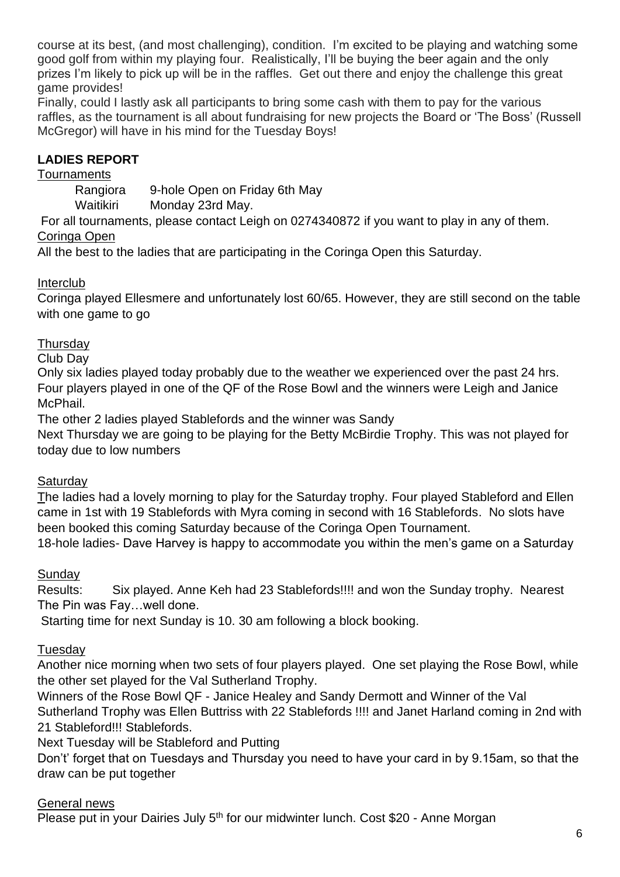course at its best, (and most challenging), condition. I'm excited to be playing and watching some good golf from within my playing four. Realistically, I'll be buying the beer again and the only prizes I'm likely to pick up will be in the raffles. Get out there and enjoy the challenge this great game provides!

Finally, could I lastly ask all participants to bring some cash with them to pay for the various raffles, as the tournament is all about fundraising for new projects the Board or 'The Boss' (Russell McGregor) will have in his mind for the Tuesday Boys!

## LADIES REPORT

<u>Tournaments</u>

Rangiora 9-hole Open on Friday 6th May

Waitikiri Monday 23rd May.

For all tournaments, please contact Leigh on 0274340872 if you want to play in any of them.

<u>Coringa Open</u>

All the best to the ladies that are participating in the Coringa Open this Saturday.

<u>Interclub</u>

Coringa played Ellesmere and unfortunately lost 60/65. However, they are still second on the table with one game to go

<u>Thursday</u>

Club Day

Only six ladies played today probably due to the weather we experienced over the past 24 hrs. Four players played in one of the QF of the Rose Bowl and the winners were Leigh and Janice McPhail.

The other 2 ladies played Stablefords and the winner was Sandy

Next Thursday we are going to be playing for the Betty McBirdie Trophy. This was not played for today due to low numbers

<u>Saturday</u>

The ladies had a lovely morning to play for the Saturday trophy. Four played Stableford and Ellen came in 1st with 19 Stablefords with Myra coming in second with 16 Stablefords. No slots have been booked this coming Saturday because of the Coringa Open Tournament.

18-hole ladies- Dave Harvey is happy to accommodate you within the men's game on a Saturday

<u>Sunday</u>

Results: Six played. Anne Keh had 23 Stablefords!!!! and won the Sunday trophy. Nearest The Pin was Fay…well done.

Starting time for next Sunday is 10. 30 am following a block booking.

<u>Tuesday</u>

Another nice morning when two sets of four players played. One set playing the Rose Bowl, while the other set played for the Val Sutherland Trophy.

Winners of the Rose Bowl QF - Janice Healey and Sandy Dermott and Winner of the Val Sutherland Trophy was Ellen Buttriss with 22 Stablefords !!!! and Janet Harland coming in 2nd with 21 Stableford!!! Stablefords.

Next Tuesday will be Stableford and Putting

Don't' forget that on Tuesdays and Thursday you need to have your card in by 9.15am, so that the draw can be put together

<u>General news</u>

Please put in your Dairies July 5th for our midwinter lunch. Cost $20 - Anne Morgan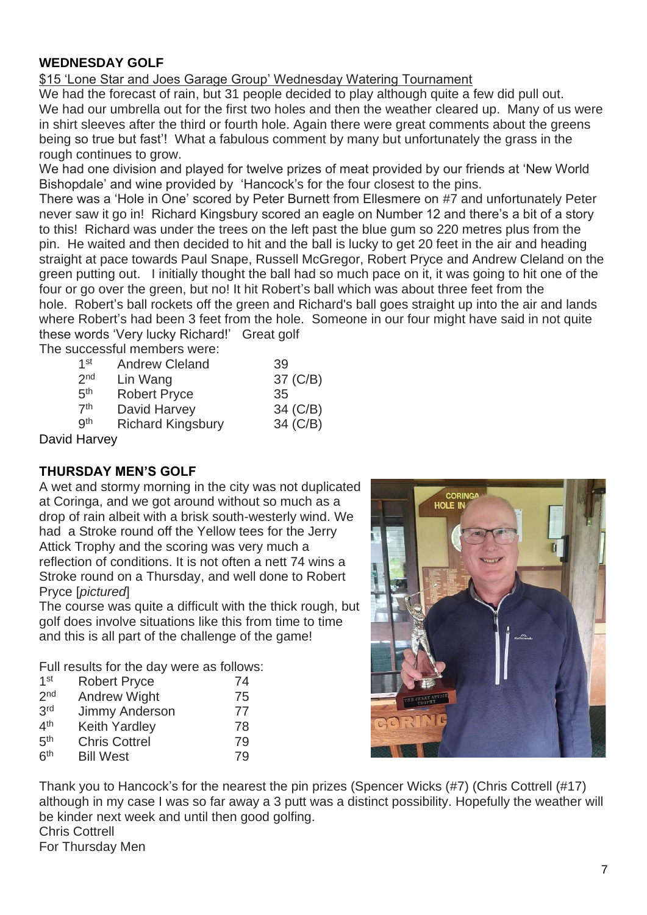## WEDNESDAY GOLF

$15 'Lone Star and Joes Garage Group' Wednesday Watering Tournament

We had the forecast of rain, but 31 people decided to play although quite a few did pull out. We had our umbrella out for the first two holes and then the weather cleared up. Many of us were in shirt sleeves after the third or fourth hole. Again there were great comments about the greens being so true but fast'! What a fabulous comment by many but unfortunately the grass in the rough continues to grow.

We had one division and played for twelve prizes of meat provided by our friends at 'New World Bishopdale' and wine provided by 'Hancock's for the four closest to the pins.

There was a 'Hole in One' scored by Peter Burnett from Ellesmere on #7 and unfortunately Peter never saw it go in! Richard Kingsbury scored an eagle on Number 12 and there's a bit of a story to this! Richard was under the trees on the left past the blue gum so 220 metres plus from the pin. He waited and then decided to hit and the ball is lucky to get 20 feet in the air and heading straight at pace towards Paul Snape, Russell McGregor, Robert Pryce and Andrew Cleland on the green putting out. I initially thought the ball had so much pace on it, it was going to hit one of the four or go over the green, but no! It hit Robert's ball which was about three feet from the hole. Robert's ball rockets off the green and Richard's ball goes straight up into the air and lands where Robert's had been 3 feet from the hole. Someone in our four might have said in not quite these words 'Very lucky Richard!' Great golf

The successful members were:

| | | |
|---|---|---|
| 1st | Andrew Cleland | 39 |
| 2nd | Lin Wang | 37 (C/B) |
| 5th | Robert Pryce | 35 |
| 7th | David Harvey | 34 (C/B) |
| 9th | Richard Kingsbury | 34 (C/B) |

David Harvey

## THURSDAY MEN'S GOLF

A wet and stormy morning in the city was not duplicated at Coringa, and we got around without so much as a drop of rain albeit with a brisk south-westerly wind. We had a Stroke round off the Yellow tees for the Jerry Attick Trophy and the scoring was very much a reflection of conditions. It is not often a nett 74 wins a Stroke round on a Thursday, and well done to Robert Pryce [*pictured*]

The course was quite a difficult with the thick rough, but golf does involve situations like this from time to time and this is all part of the challenge of the game!

Full results for the day were as follows:

| | | |
|---|---|---|
| 1st | Robert Pryce | 74 |
| 2nd | Andrew Wight | 75 |
| 3rd | Jimmy Anderson | 77 |
| 4th | Keith Yardley | 78 |
| 5th | Chris Cottrel | 79 |
| 6th | Bill West | 79 |

Thank you to Hancock's for the nearest the pin prizes (Spencer Wicks (#7) (Chris Cottrell (#17) although in my case I was so far away a 3 putt was a distinct possibility. Hopefully the weather will be kinder next week and until then good golfing.

Chris Cottrell
For Thursday Men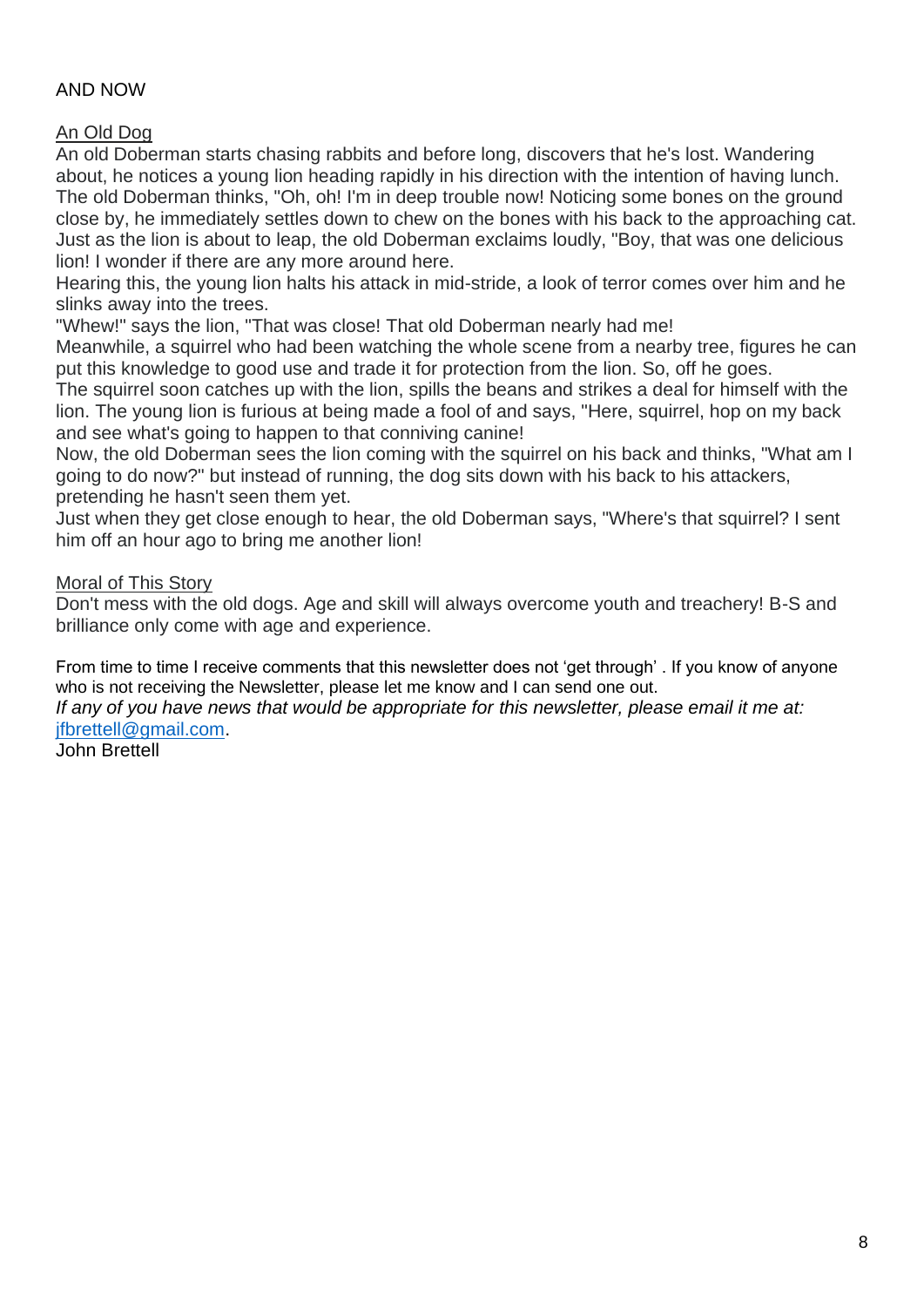AND NOW

An Old Dog

An old Doberman starts chasing rabbits and before long, discovers that he's lost. Wandering about, he notices a young lion heading rapidly in his direction with the intention of having lunch. The old Doberman thinks, "Oh, oh! I'm in deep trouble now! Noticing some bones on the ground close by, he immediately settles down to chew on the bones with his back to the approaching cat. Just as the lion is about to leap, the old Doberman exclaims loudly, "Boy, that was one delicious lion! I wonder if there are any more around here.

Hearing this, the young lion halts his attack in mid-stride, a look of terror comes over him and he slinks away into the trees.

"Whew!" says the lion, "That was close! That old Doberman nearly had me!

Meanwhile, a squirrel who had been watching the whole scene from a nearby tree, figures he can put this knowledge to good use and trade it for protection from the lion. So, off he goes.

The squirrel soon catches up with the lion, spills the beans and strikes a deal for himself with the lion. The young lion is furious at being made a fool of and says, "Here, squirrel, hop on my back and see what's going to happen to that conniving canine!

Now, the old Doberman sees the lion coming with the squirrel on his back and thinks, "What am I going to do now?" but instead of running, the dog sits down with his back to his attackers, pretending he hasn't seen them yet.

Just when they get close enough to hear, the old Doberman says, "Where's that squirrel? I sent him off an hour ago to bring me another lion!

Moral of This Story

Don't mess with the old dogs. Age and skill will always overcome youth and treachery! B-S and brilliance only come with age and experience.

From time to time I receive comments that this newsletter does not 'get through' . If you know of anyone who is not receiving the Newsletter, please let me know and I can send one out.

*If any of you have news that would be appropriate for this newsletter, please email it me at:* jfbrettell@gmail.com.

John Brettell